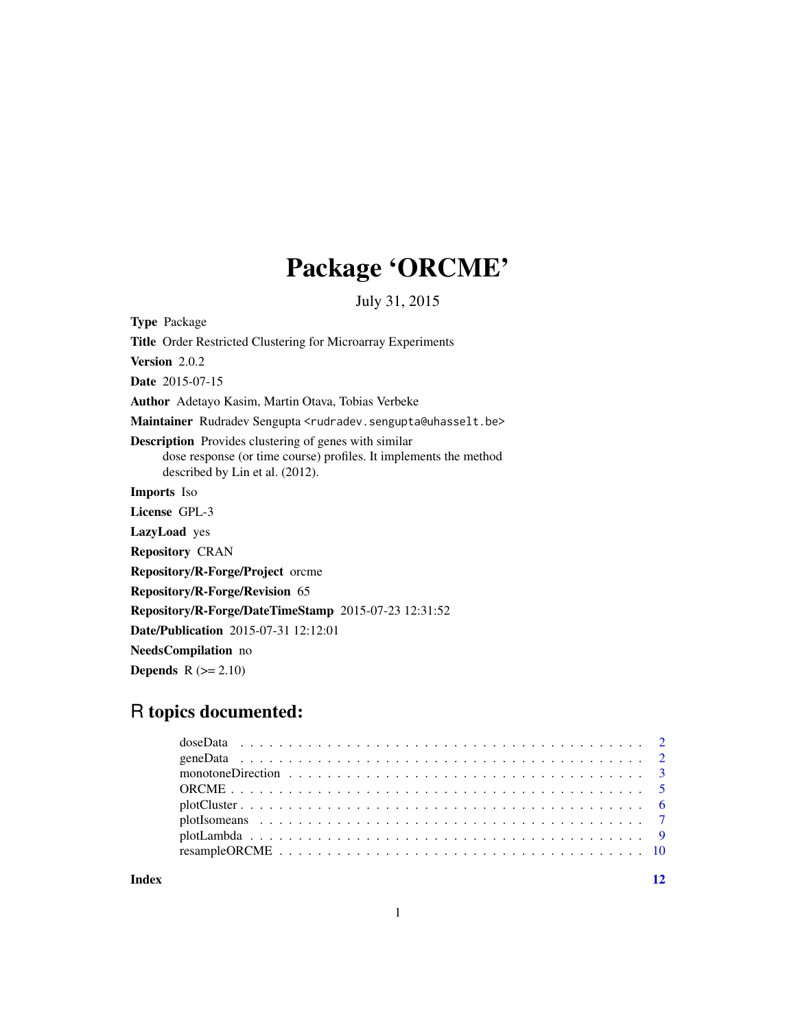# Package 'ORCME'

July 31, 2015

**Type** Package

**Title** Order Restricted Clustering for Microarray Experiments

**Version** 2.0.2

**Date** 2015-07-15

**Author** Adetayo Kasim, Martin Otava, Tobias Verbeke

**Maintainer** Rudradev Sengupta <rudradev.sengupta@uhasselt.be>

**Description** Provides clustering of genes with similar dose response (or time course) profiles. It implements the method described by Lin et al. (2012).

**Imports** Iso

**License** GPL-3

**LazyLoad** yes

**Repository** CRAN

**Repository/R-Forge/Project** orcme

**Repository/R-Forge/Revision** 65

**Repository/R-Forge/DateTimeStamp** 2015-07-23 12:31:52

**Date/Publication** 2015-07-31 12:12:01

**NeedsCompilation** no

**Depends** R (>= 2.10)

## R topics documented:

| | |
|---|---|
| doseData | 2 |
| geneData | 2 |
| monotoneDirection | 3 |
| ORCME | 5 |
| plotCluster | 6 |
| plotIsomeans | 7 |
| plotLambda | 9 |
| resampleORCME | 10 |

**Index** 12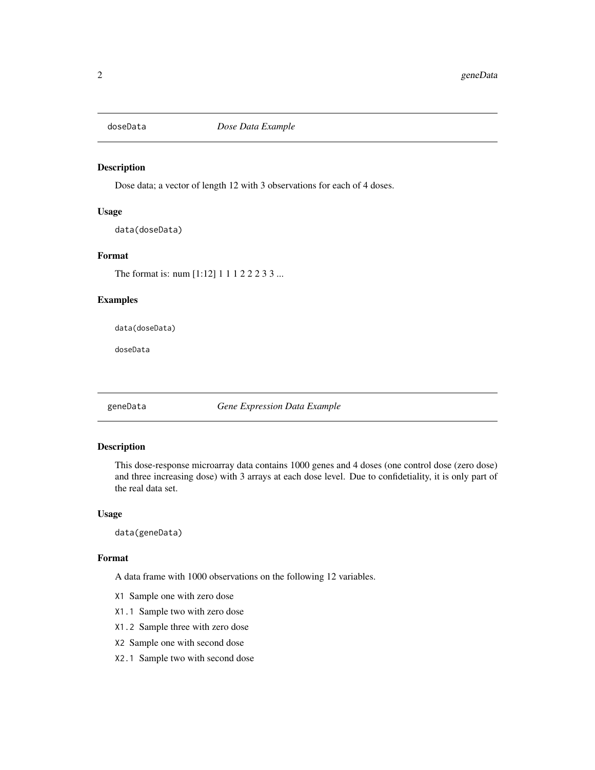## doseData *Dose Data Example*

### Description

Dose data; a vector of length 12 with 3 observations for each of 4 doses.

### Usage

```
data(doseData)
```

### Format

The format is: num [1:12] 1 1 1 2 2 2 3 3 ...

### Examples

```
data(doseData)

doseData
```

## geneData *Gene Expression Data Example*

### Description

This dose-response microarray data contains 1000 genes and 4 doses (one control dose (zero dose) and three increasing dose) with 3 arrays at each dose level. Due to confidetiality, it is only part of the real data set.

### Usage

```
data(geneData)
```

### Format

A data frame with 1000 observations on the following 12 variables.

- `X1` Sample one with zero dose
- `X1.1` Sample two with zero dose
- `X1.2` Sample three with zero dose
- `X2` Sample one with second dose
- `X2.1` Sample two with second dose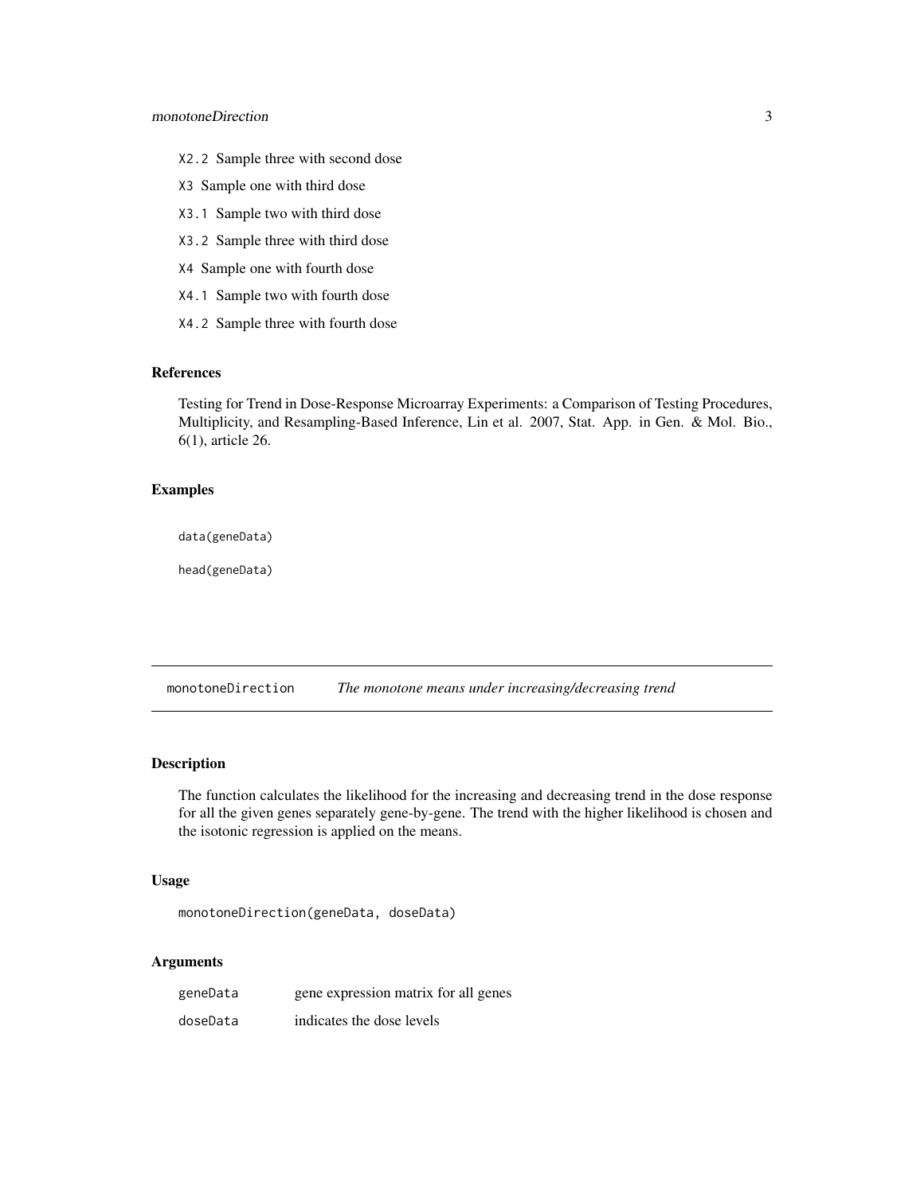- X2.2 Sample three with second dose
- X3 Sample one with third dose
- X3.1 Sample two with third dose
- X3.2 Sample three with third dose
- X4 Sample one with fourth dose
- X4.1 Sample two with fourth dose
- X4.2 Sample three with fourth dose

### References

Testing for Trend in Dose-Response Microarray Experiments: a Comparison of Testing Procedures, Multiplicity, and Resampling-Based Inference, Lin et al. 2007, Stat. App. in Gen. & Mol. Bio., 6(1), article 26.

### Examples

```
data(geneData)

head(geneData)
```

---

## monotoneDirection    *The monotone means under increasing/decreasing trend*

---

### Description

The function calculates the likelihood for the increasing and decreasing trend in the dose response for all the given genes separately gene-by-gene. The trend with the higher likelihood is chosen and the isotonic regression is applied on the means.

### Usage

```
monotoneDirection(geneData, doseData)
```

### Arguments

| | |
|---|---|
| geneData | gene expression matrix for all genes |
| doseData | indicates the dose levels |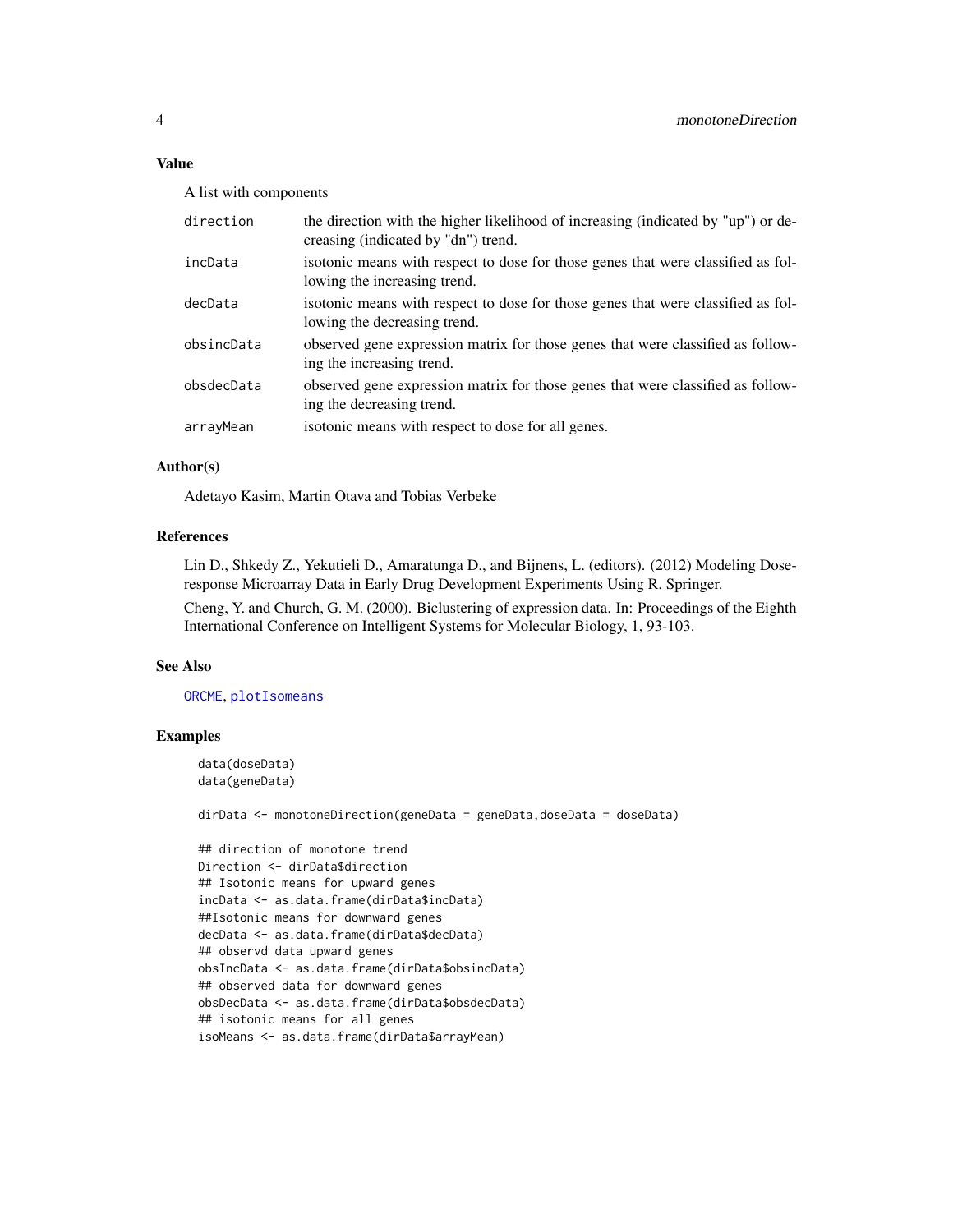## Value

A list with components

| | |
|---|---|
| direction | the direction with the higher likelihood of increasing (indicated by "up") or decreasing (indicated by "dn") trend. |
| incData | isotonic means with respect to dose for those genes that were classified as following the increasing trend. |
| decData | isotonic means with respect to dose for those genes that were classified as following the decreasing trend. |
| obsincData | observed gene expression matrix for those genes that were classified as following the increasing trend. |
| obsdecData | observed gene expression matrix for those genes that were classified as following the decreasing trend. |
| arrayMean | isotonic means with respect to dose for all genes. |

## Author(s)

Adetayo Kasim, Martin Otava and Tobias Verbeke

## References

Lin D., Shkedy Z., Yekutieli D., Amaratunga D., and Bijnens, L. (editors). (2012) Modeling Dose-response Microarray Data in Early Drug Development Experiments Using R. Springer.

Cheng, Y. and Church, G. M. (2000). Biclustering of expression data. In: Proceedings of the Eighth International Conference on Intelligent Systems for Molecular Biology, 1, 93-103.

## See Also

ORCME, plotIsomeans

## Examples

```
data(doseData)
data(geneData)

dirData <- monotoneDirection(geneData = geneData,doseData = doseData)

## direction of monotone trend
Direction <- dirData$direction
## Isotonic means for upward genes
incData <- as.data.frame(dirData$incData)
##Isotonic means for downward genes
decData <- as.data.frame(dirData$decData)
## observd data upward genes
obsIncData <- as.data.frame(dirData$obsincData)
## observed data for downward genes
obsDecData <- as.data.frame(dirData$obsdecData)
## isotonic means for all genes
isoMeans <- as.data.frame(dirData$arrayMean)
```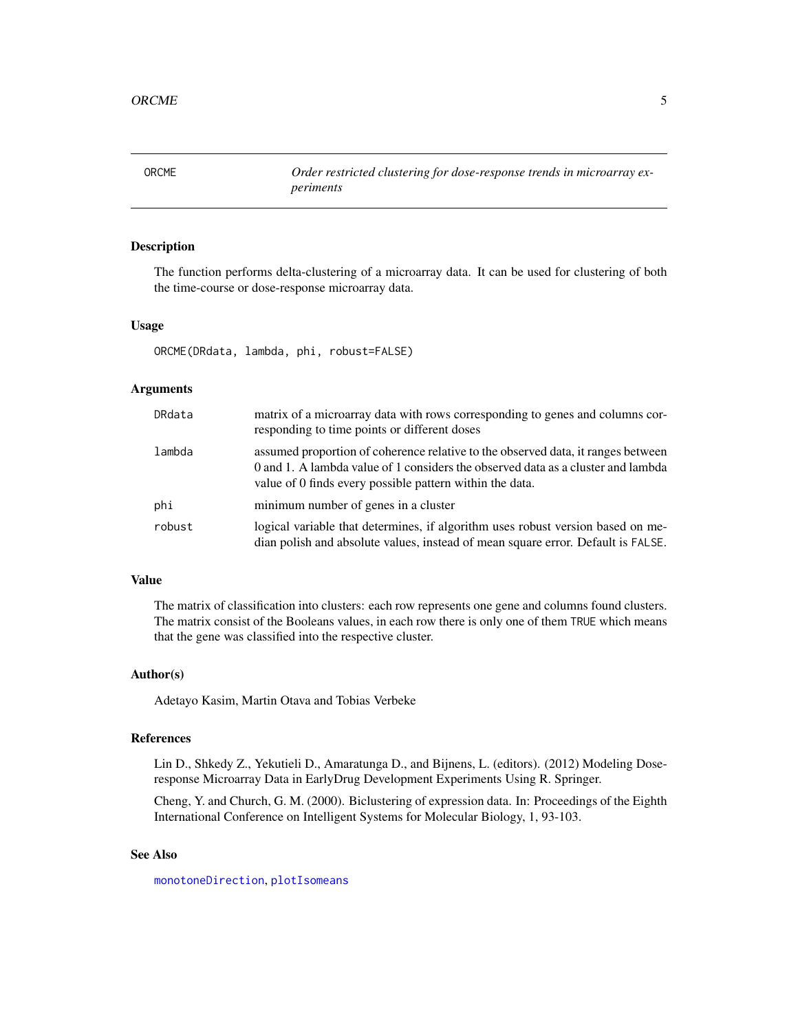# ORCME — *Order restricted clustering for dose-response trends in microarray experiments*

## Description

The function performs delta-clustering of a microarray data. It can be used for clustering of both the time-course or dose-response microarray data.

## Usage

```
ORCME(DRdata, lambda, phi, robust=FALSE)
```

## Arguments

| | |
|---|---|
| DRdata | matrix of a microarray data with rows corresponding to genes and columns corresponding to time points or different doses |
| lambda | assumed proportion of coherence relative to the observed data, it ranges between 0 and 1. A lambda value of 1 considers the observed data as a cluster and lambda value of 0 finds every possible pattern within the data. |
| phi | minimum number of genes in a cluster |
| robust | logical variable that determines, if algorithm uses robust version based on median polish and absolute values, instead of mean square error. Default is FALSE. |

## Value

The matrix of classification into clusters: each row represents one gene and columns found clusters. The matrix consist of the Booleans values, in each row there is only one of them TRUE which means that the gene was classified into the respective cluster.

## Author(s)

Adetayo Kasim, Martin Otava and Tobias Verbeke

## References

Lin D., Shkedy Z., Yekutieli D., Amaratunga D., and Bijnens, L. (editors). (2012) Modeling Dose-response Microarray Data in EarlyDrug Development Experiments Using R. Springer.

Cheng, Y. and Church, G. M. (2000). Biclustering of expression data. In: Proceedings of the Eighth International Conference on Intelligent Systems for Molecular Biology, 1, 93-103.

## See Also

monotoneDirection, plotIsomeans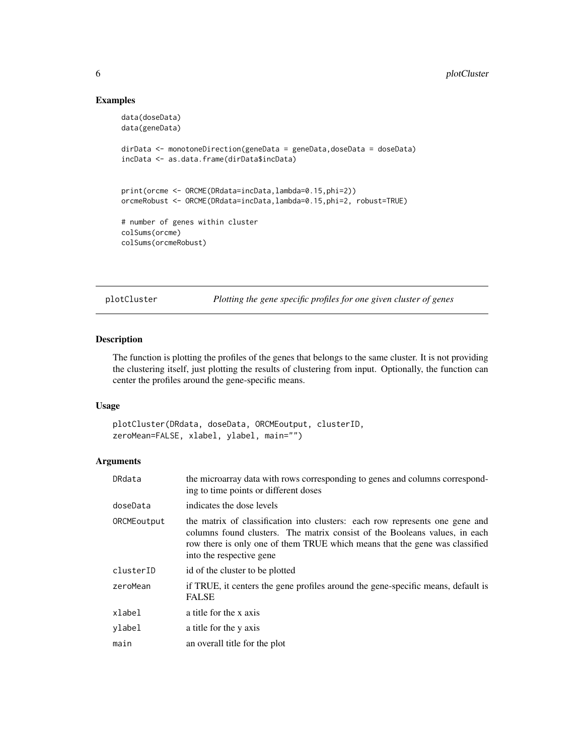## Examples

```
data(doseData)
data(geneData)

dirData <- monotoneDirection(geneData = geneData,doseData = doseData)
incData <- as.data.frame(dirData$incData)


print(orcme <- ORCME(DRdata=incData,lambda=0.15,phi=2))
orcmeRobust <- ORCME(DRdata=incData,lambda=0.15,phi=2, robust=TRUE)

# number of genes within cluster
colSums(orcme)
colSums(orcmeRobust)
```

---

`plotCluster` *Plotting the gene specific profiles for one given cluster of genes*

---

## Description

The function is plotting the profiles of the genes that belongs to the same cluster. It is not providing the clustering itself, just plotting the results of clustering from input. Optionally, the function can center the profiles around the gene-specific means.

## Usage

```
plotCluster(DRdata, doseData, ORCMEoutput, clusterID,
zeroMean=FALSE, xlabel, ylabel, main="")
```

## Arguments

| | |
|---|---|
| `DRdata` | the microarray data with rows corresponding to genes and columns corresponding to time points or different doses |
| `doseData` | indicates the dose levels |
| `ORCMEoutput` | the matrix of classification into clusters: each row represents one gene and columns found clusters. The matrix consist of the Booleans values, in each row there is only one of them TRUE which means that the gene was classified into the respective gene |
| `clusterID` | id of the cluster to be plotted |
| `zeroMean` | if TRUE, it centers the gene profiles around the gene-specific means, default is FALSE |
| `xlabel` | a title for the x axis |
| `ylabel` | a title for the y axis |
| `main` | an overall title for the plot |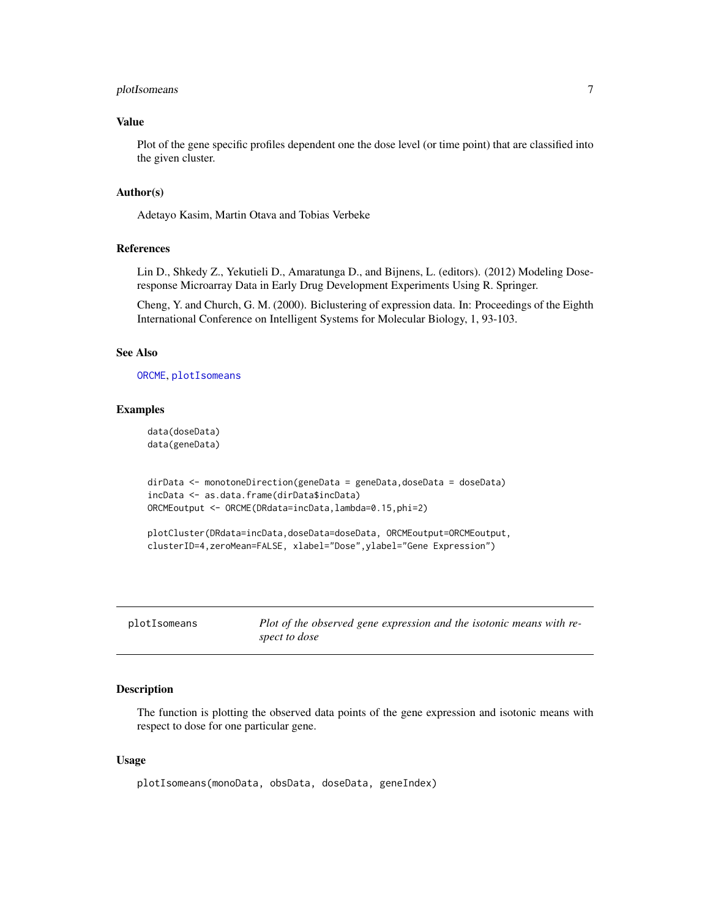## Value

Plot of the gene specific profiles dependent one the dose level (or time point) that are classified into the given cluster.

## Author(s)

Adetayo Kasim, Martin Otava and Tobias Verbeke

## References

Lin D., Shkedy Z., Yekutieli D., Amaratunga D., and Bijnens, L. (editors). (2012) Modeling Dose-response Microarray Data in Early Drug Development Experiments Using R. Springer.

Cheng, Y. and Church, G. M. (2000). Biclustering of expression data. In: Proceedings of the Eighth International Conference on Intelligent Systems for Molecular Biology, 1, 93-103.

## See Also

ORCME, plotIsomeans

## Examples

```
data(doseData)
data(geneData)


dirData <- monotoneDirection(geneData = geneData,doseData = doseData)
incData <- as.data.frame(dirData$incData)
ORCMEoutput <- ORCME(DRdata=incData,lambda=0.15,phi=2)

plotCluster(DRdata=incData,doseData=doseData, ORCMEoutput=ORCMEoutput,
clusterID=4,zeroMean=FALSE, xlabel="Dose",ylabel="Gene Expression")
```

---

# plotIsomeans — *Plot of the observed gene expression and the isotonic means with respect to dose*

## Description

The function is plotting the observed data points of the gene expression and isotonic means with respect to dose for one particular gene.

## Usage

```
plotIsomeans(monoData, obsData, doseData, geneIndex)
```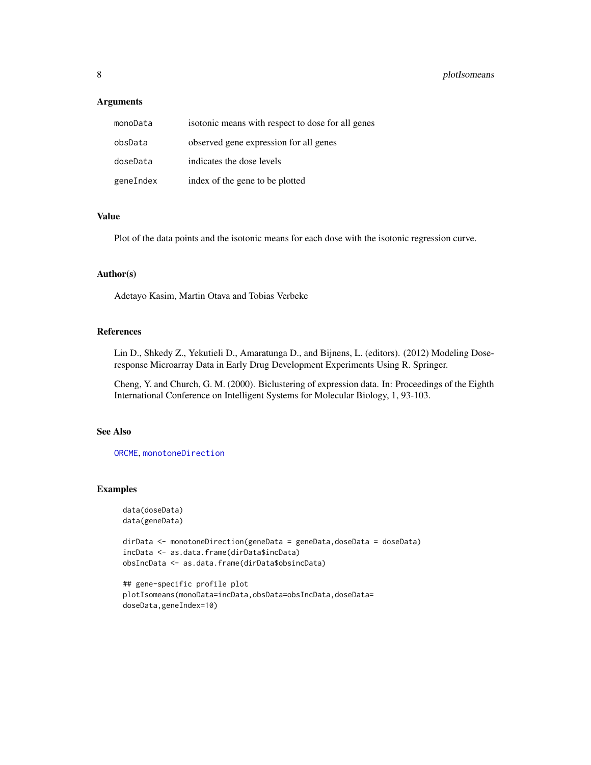### Arguments

| | |
|---|---|
| monoData | isotonic means with respect to dose for all genes |
| obsData | observed gene expression for all genes |
| doseData | indicates the dose levels |
| geneIndex | index of the gene to be plotted |

### Value

Plot of the data points and the isotonic means for each dose with the isotonic regression curve.

### Author(s)

Adetayo Kasim, Martin Otava and Tobias Verbeke

### References

Lin D., Shkedy Z., Yekutieli D., Amaratunga D., and Bijnens, L. (editors). (2012) Modeling Dose-response Microarray Data in Early Drug Development Experiments Using R. Springer.

Cheng, Y. and Church, G. M. (2000). Biclustering of expression data. In: Proceedings of the Eighth International Conference on Intelligent Systems for Molecular Biology, 1, 93-103.

### See Also

ORCME, monotoneDirection

### Examples

```
data(doseData)
data(geneData)

dirData <- monotoneDirection(geneData = geneData,doseData = doseData)
incData <- as.data.frame(dirData$incData)
obsIncData <- as.data.frame(dirData$obsincData)

## gene-specific profile plot
plotIsomeans(monoData=incData,obsData=obsIncData,doseData=
doseData,geneIndex=10)
```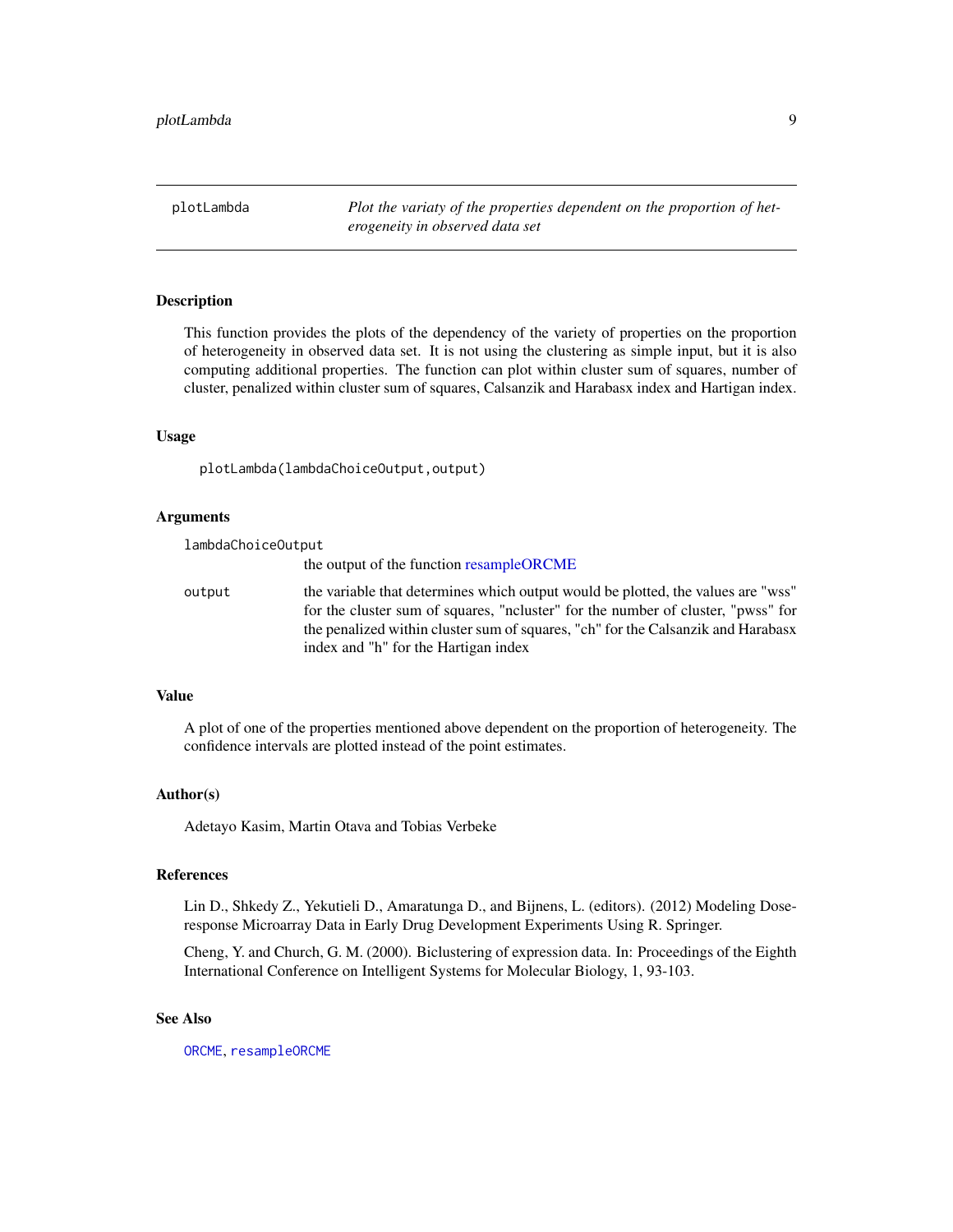plotLambda *Plot the variaty of the properties dependent on the proportion of heterogeneity in observed data set*

## Description

This function provides the plots of the dependency of the variety of properties on the proportion of heterogeneity in observed data set. It is not using the clustering as simple input, but it is also computing additional properties. The function can plot within cluster sum of squares, number of cluster, penalized within cluster sum of squares, Calsanzik and Harabasx index and Hartigan index.

## Usage

```
plotLambda(lambdaChoiceOutput,output)
```

## Arguments

- `lambdaChoiceOutput`: the output of the function resampleORCME
- `output`: the variable that determines which output would be plotted, the values are "wss" for the cluster sum of squares, "ncluster" for the number of cluster, "pwss" for the penalized within cluster sum of squares, "ch" for the Calsanzik and Harabasx index and "h" for the Hartigan index

## Value

A plot of one of the properties mentioned above dependent on the proportion of heterogeneity. The confidence intervals are plotted instead of the point estimates.

## Author(s)

Adetayo Kasim, Martin Otava and Tobias Verbeke

## References

Lin D., Shkedy Z., Yekutieli D., Amaratunga D., and Bijnens, L. (editors). (2012) Modeling Dose-response Microarray Data in Early Drug Development Experiments Using R. Springer.

Cheng, Y. and Church, G. M. (2000). Biclustering of expression data. In: Proceedings of the Eighth International Conference on Intelligent Systems for Molecular Biology, 1, 93-103.

## See Also

`ORCME`, `resampleORCME`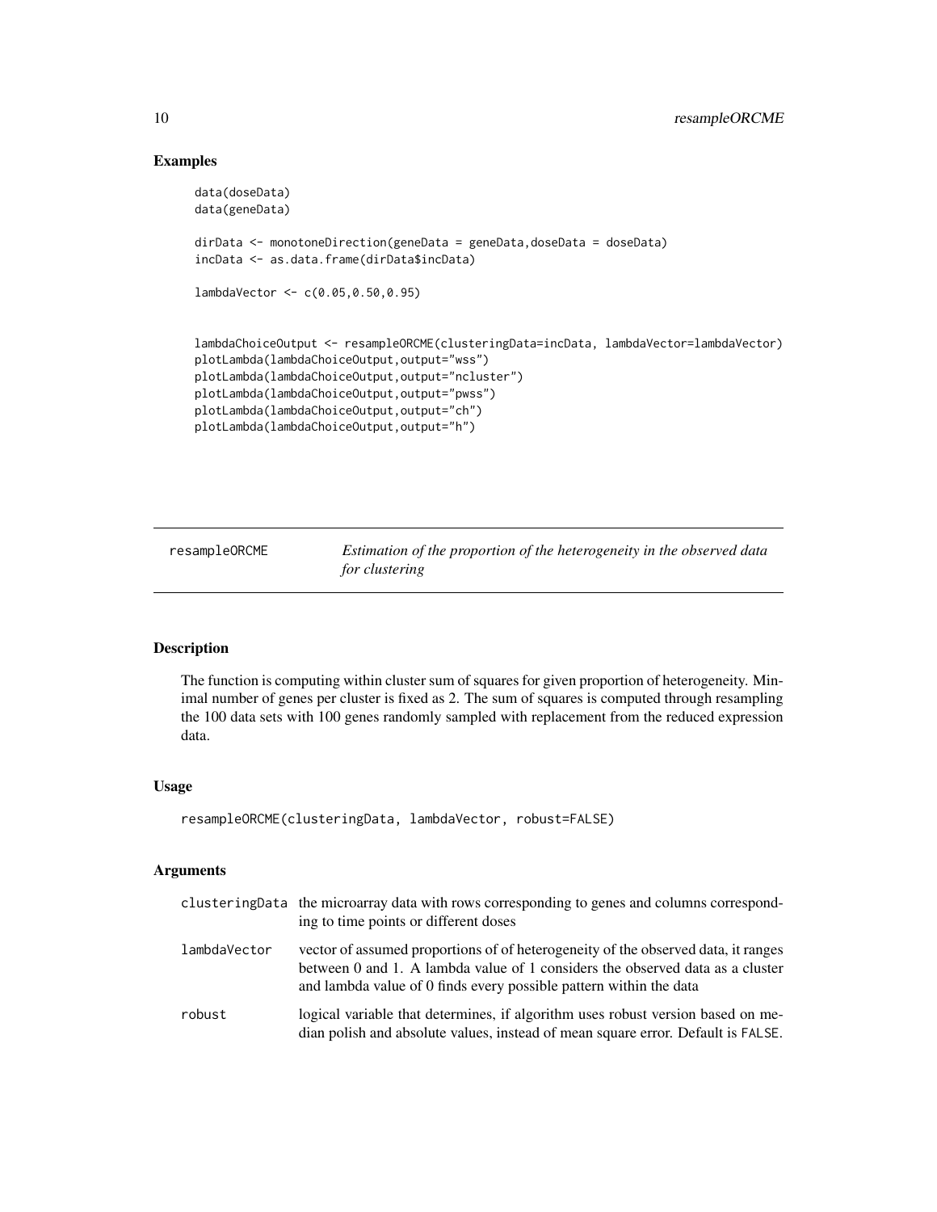## Examples

```
data(doseData)
data(geneData)

dirData <- monotoneDirection(geneData = geneData,doseData = doseData)
incData <- as.data.frame(dirData$incData)

lambdaVector <- c(0.05,0.50,0.95)


lambdaChoiceOutput <- resampleORCME(clusteringData=incData, lambdaVector=lambdaVector)
plotLambda(lambdaChoiceOutput,output="wss")
plotLambda(lambdaChoiceOutput,output="ncluster")
plotLambda(lambdaChoiceOutput,output="pwss")
plotLambda(lambdaChoiceOutput,output="ch")
plotLambda(lambdaChoiceOutput,output="h")
```

---

# resampleORCME — *Estimation of the proportion of the heterogeneity in the observed data for clustering*

---

## Description

The function is computing within cluster sum of squares for given proportion of heterogeneity. Minimal number of genes per cluster is fixed as 2. The sum of squares is computed through resampling the 100 data sets with 100 genes randomly sampled with replacement from the reduced expression data.

## Usage

```
resampleORCME(clusteringData, lambdaVector, robust=FALSE)
```

## Arguments

| | |
|---|---|
| clusteringData | the microarray data with rows corresponding to genes and columns corresponding to time points or different doses |
| lambdaVector | vector of assumed proportions of of heterogeneity of the observed data, it ranges between 0 and 1. A lambda value of 1 considers the observed data as a cluster and lambda value of 0 finds every possible pattern within the data |
| robust | logical variable that determines, if algorithm uses robust version based on median polish and absolute values, instead of mean square error. Default is FALSE. |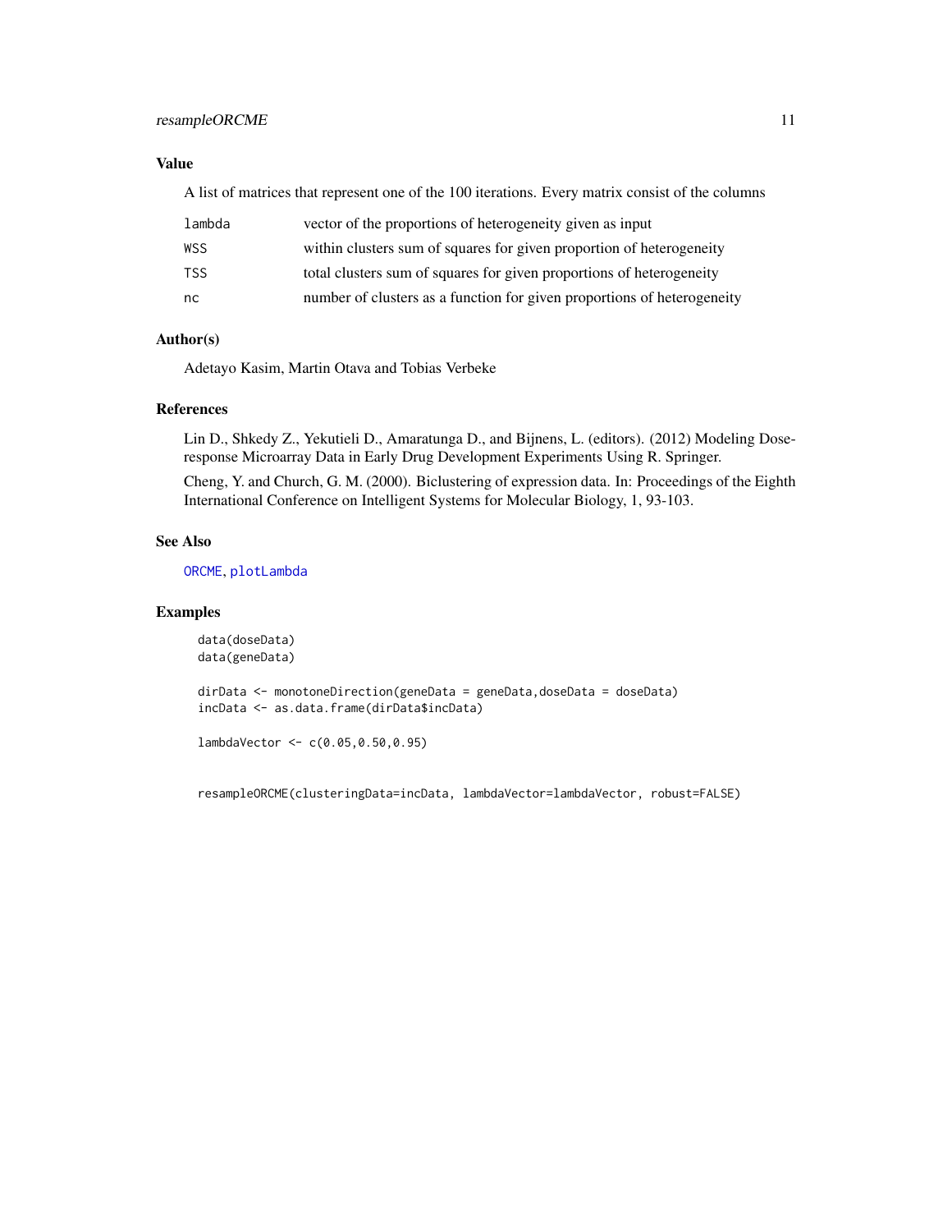## Value

A list of matrices that represent one of the 100 iterations. Every matrix consist of the columns

| | |
|---|---|
| `lambda` | vector of the proportions of heterogeneity given as input |
| `WSS` | within clusters sum of squares for given proportion of heterogeneity |
| `TSS` | total clusters sum of squares for given proportions of heterogeneity |
| `nc` | number of clusters as a function for given proportions of heterogeneity |

## Author(s)

Adetayo Kasim, Martin Otava and Tobias Verbeke

## References

Lin D., Shkedy Z., Yekutieli D., Amaratunga D., and Bijnens, L. (editors). (2012) Modeling Dose-response Microarray Data in Early Drug Development Experiments Using R. Springer.

Cheng, Y. and Church, G. M. (2000). Biclustering of expression data. In: Proceedings of the Eighth International Conference on Intelligent Systems for Molecular Biology, 1, 93-103.

## See Also

`ORCME`, `plotLambda`

## Examples

```
data(doseData)
data(geneData)

dirData <- monotoneDirection(geneData = geneData,doseData = doseData)
incData <- as.data.frame(dirData$incData)

lambdaVector <- c(0.05,0.50,0.95)


resampleORCME(clusteringData=incData, lambdaVector=lambdaVector, robust=FALSE)
```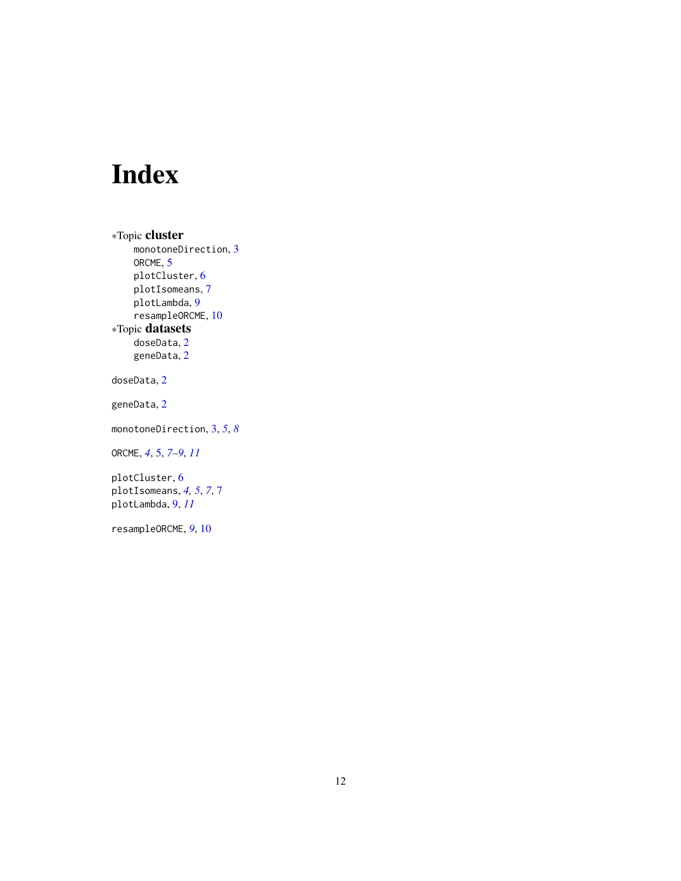# Index

∗Topic **cluster**

- monotoneDirection, 3
- ORCME, 5
- plotCluster, 6
- plotIsomeans, 7
- plotLambda, 9
- resampleORCME, 10

∗Topic **datasets**

- doseData, 2
- geneData, 2

doseData, 2

geneData, 2

monotoneDirection, 3, *5*, *8*

ORCME, *4*, 5, *7–9*, *11*

plotCluster, 6
plotIsomeans, *4, 5*, *7*, 7
plotLambda, 9, *11*

resampleORCME, *9*, 10